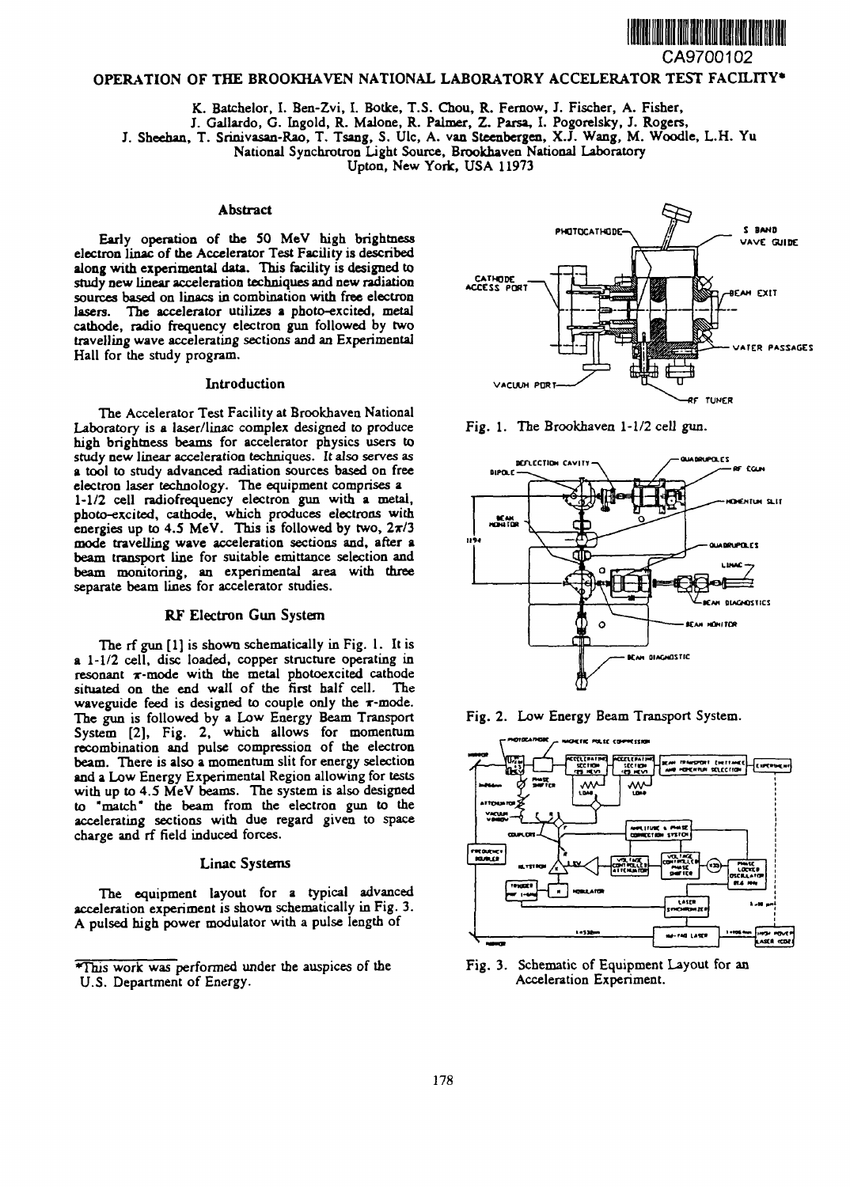CA9700102

# OPERATION OF THE BROOKHAVEN NATIONAL LABORATORY ACCELERATOR TEST FACILITY*

K. Batchelor, I. Ben-Zvi, I. Botke, T.S. Chou, R. Fernow, J. Fischer, A. Fisher,
J. Gallardo, G. Ingold, R. Malone, R. Palmer, Z. Parsa, I. Pogorelsky, J. Rogers,
J. Sheehan, T. Srinivasan-Rao, T. Tsang, S. Ulc, A. van Steenbergen, X.J. Wang, M. Woodle, L.H. Yu
National Synchrotron Light Source, Brookhaven National Laboratory
Upton, New York, USA 11973

## Abstract

Early operation of the 50 MeV high brightness electron linac of the Accelerator Test Facility is described along with experimental data. This facility is designed to study new linear acceleration techniques and new radiation sources based on linacs in combination with free electron lasers. The accelerator utilizes a photo-excited, metal cathode, radio frequency electron gun followed by two travelling wave accelerating sections and an Experimental Hall for the study program.

## Introduction

The Accelerator Test Facility at Brookhaven National Laboratory is a laser/linac complex designed to produce high brightness beams for accelerator physics users to study new linear acceleration techniques. It also serves as a tool to study advanced radiation sources based on free electron laser technology. The equipment comprises a 1-1/2 cell radiofrequency electron gun with a metal, photo-excited, cathode, which produces electrons with energies up to 4.5 MeV. This is followed by two, $2\pi/3$ mode travelling wave acceleration sections and, after a beam transport line for suitable emittance selection and beam monitoring, an experimental area with three separate beam lines for accelerator studies.

## RF Electron Gun System

The rf gun [1] is shown schematically in Fig. 1. It is a 1-1/2 cell, disc loaded, copper structure operating in resonant $\pi$-mode with the metal photoexcited cathode situated on the end wall of the first half cell. The waveguide feed is designed to couple only the $\pi$-mode. The gun is followed by a Low Energy Beam Transport System [2], Fig. 2, which allows for momentum recombination and pulse compression of the electron beam. There is also a momentum slit for energy selection and a Low Energy Experimental Region allowing for tests with up to 4.5 MeV beams. The system is also designed to "match" the beam from the electron gun to the accelerating sections with due regard given to space charge and rf field induced forces.

## Linac Systems

The equipment layout for a typical advanced acceleration experiment is shown schematically in Fig. 3. A pulsed high power modulator with a pulse length of

Fig. 1. The Brookhaven 1-1/2 cell gun.

Fig. 2. Low Energy Beam Transport System.

Fig. 3. Schematic of Equipment Layout for an Acceleration Experiment.

*This work was performed under the auspices of the U.S. Department of Energy.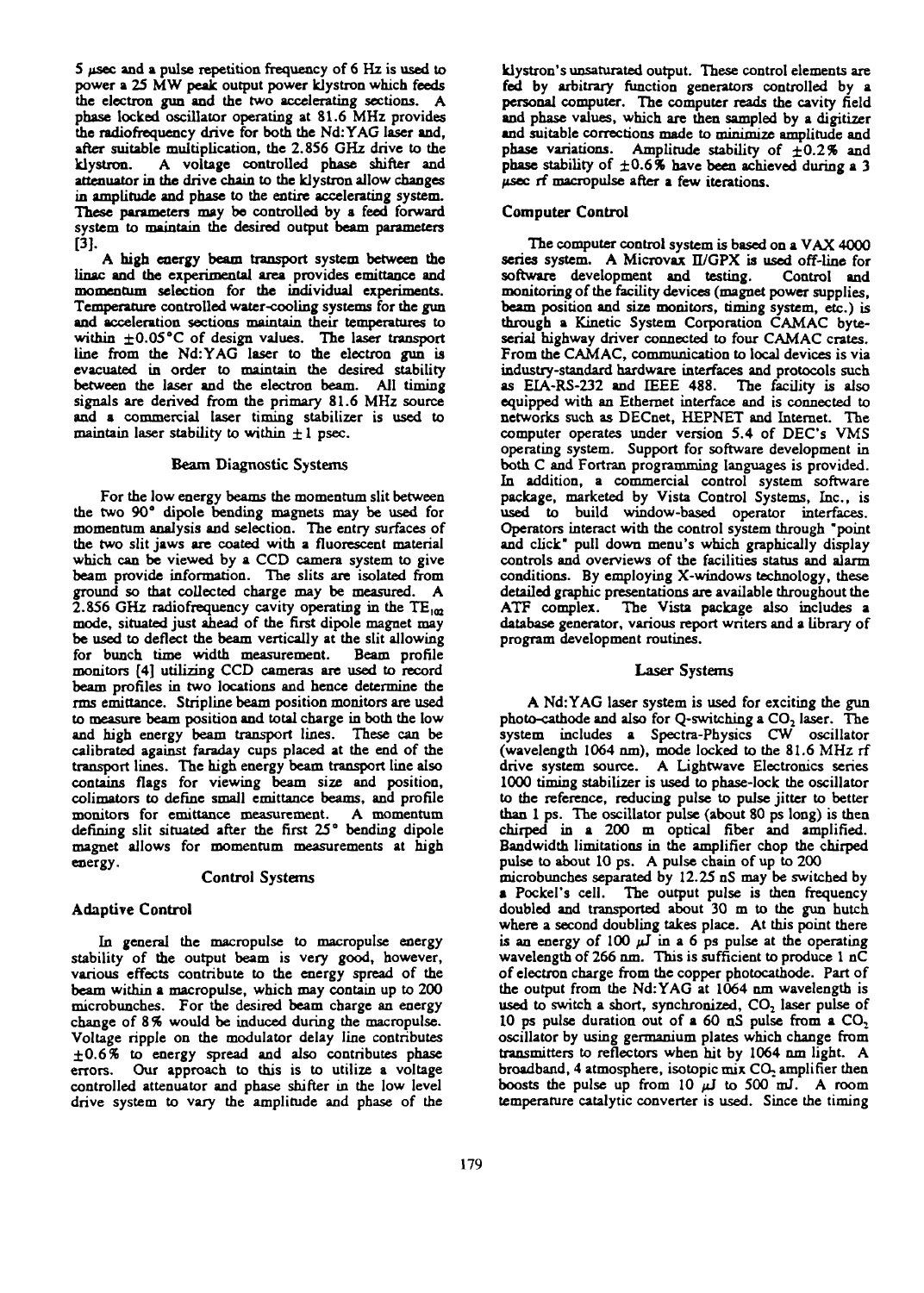5 μsec and a pulse repetition frequency of 6 Hz is used to power a 25 MW peak output power klystron which feeds the electron gun and the two accelerating sections. A phase locked oscillator operating at 81.6 MHz provides the radiofrequency drive for both the Nd:YAG laser and, after suitable multiplication, the 2.856 GHz drive to the klystron. A voltage controlled phase shifter and attenuator in the drive chain to the klystron allow changes in amplitude and phase to the entire accelerating system. These parameters may be controlled by a feed forward system to maintain the desired output beam parameters [3].

A high energy beam transport system between the linac and the experimental area provides emittance and momentum selection for the individual experiments. Temperature controlled water-cooling systems for the gun and acceleration sections maintain their temperatures to within ±0.05°C of design values. The laser transport line from the Nd:YAG laser to the electron gun is evacuated in order to maintain the desired stability between the laser and the electron beam. All timing signals are derived from the primary 81.6 MHz source and a commercial laser timing stabilizer is used to maintain laser stability to within ±1 psec.

## Beam Diagnostic Systems

For the low energy beams the momentum slit between the two 90° dipole bending magnets may be used for momentum analysis and selection. The entry surfaces of the two slit jaws are coated with a fluorescent material which can be viewed by a CCD camera system to give beam provide information. The slits are isolated from ground so that collected charge may be measured. A 2.856 GHz radiofrequency cavity operating in the $TE_{102}$ mode, situated just ahead of the first dipole magnet may be used to deflect the beam vertically at the slit allowing for bunch time width measurement. Beam profile monitors [4] utilizing CCD cameras are used to record beam profiles in two locations and hence determine the rms emittance. Stripline beam position monitors are used to measure beam position and total charge in both the low and high energy beam transport lines. These can be calibrated against faraday cups placed at the end of the transport lines. The high energy beam transport line also contains flags for viewing beam size and position, colimators to define small emittance beams, and profile monitors for emittance measurement. A momentum defining slit situated after the first 25° bending dipole magnet allows for momentum measurements at high energy.

## Control Systems

### Adaptive Control

In general the macropulse to macropulse energy stability of the output beam is very good, however, various effects contribute to the energy spread of the beam within a macropulse, which may contain up to 200 microbunches. For the desired beam charge an energy change of 8% would be induced during the macropulse. Voltage ripple on the modulator delay line contributes ±0.6% to energy spread and also contributes phase errors. Our approach to this is to utilize a voltage controlled attenuator and phase shifter in the low level drive system to vary the amplitude and phase of the klystron's unsaturated output. These control elements are fed by arbitrary function generators controlled by a personal computer. The computer reads the cavity field and phase values, which are then sampled by a digitizer and suitable corrections made to minimize amplitude and phase variations. Amplitude stability of ±0.2% and phase stability of ±0.6% have been achieved during a 3 μsec rf macropulse after a few iterations.

### Computer Control

The computer control system is based on a VAX 4000 series system. A Microvax II/GPX is used off-line for software development and testing. Control and monitoring of the facility devices (magnet power supplies, beam position and size monitors, timing system, etc.) is through a Kinetic System Corporation CAMAC byte-serial highway driver connected to four CAMAC crates. From the CAMAC, communication to local devices is via industry-standard hardware interfaces and protocols such as EIA-RS-232 and IEEE 488. The facility is also equipped with an Ethernet interface and is connected to networks such as DECnet, HEPNET and Internet. The computer operates under version 5.4 of DEC's VMS operating system. Support for software development in both C and Fortran programming languages is provided. In addition, a commercial control system software package, marketed by Vista Control Systems, Inc., is used to build window-based operator interfaces. Operators interact with the control system through "point and click" pull down menu's which graphically display controls and overviews of the facilities status and alarm conditions. By employing X-windows technology, these detailed graphic presentations are available throughout the ATF complex. The Vista package also includes a database generator, various report writers and a library of program development routines.

## Laser Systems

A Nd:YAG laser system is used for exciting the gun photo-cathode and also for Q-switching a $CO_2$ laser. The system includes a Spectra-Physics CW oscillator (wavelength 1064 nm), mode locked to the 81.6 MHz rf drive system source. A Lightwave Electronics series 1000 timing stabilizer is used to phase-lock the oscillator to the reference, reducing pulse to pulse jitter to better than 1 ps. The oscillator pulse (about 80 ps long) is then chirped in a 200 m optical fiber and amplified. Bandwidth limitations in the amplifier chop the chirped pulse to about 10 ps. A pulse chain of up to 200 microbunches separated by 12.25 nS may be switched by a Pockel's cell. The output pulse is then frequency doubled and transported about 30 m to the gun hutch where a second doubling takes place. At this point there is an energy of 100 μJ in a 6 ps pulse at the operating wavelength of 266 nm. This is sufficient to produce 1 nC of electron charge from the copper photocathode. Part of the output from the Nd:YAG at 1064 nm wavelength is used to switch a short, synchronized, $CO_2$ laser pulse of 10 ps pulse duration out of a 60 nS pulse from a $CO_2$ oscillator by using germanium plates which change from transmitters to reflectors when hit by 1064 nm light. A broadband, 4 atmosphere, isotopic mix $CO_2$ amplifier then boosts the pulse up from 10 μJ to 500 mJ. A room temperature catalytic converter is used. Since the timing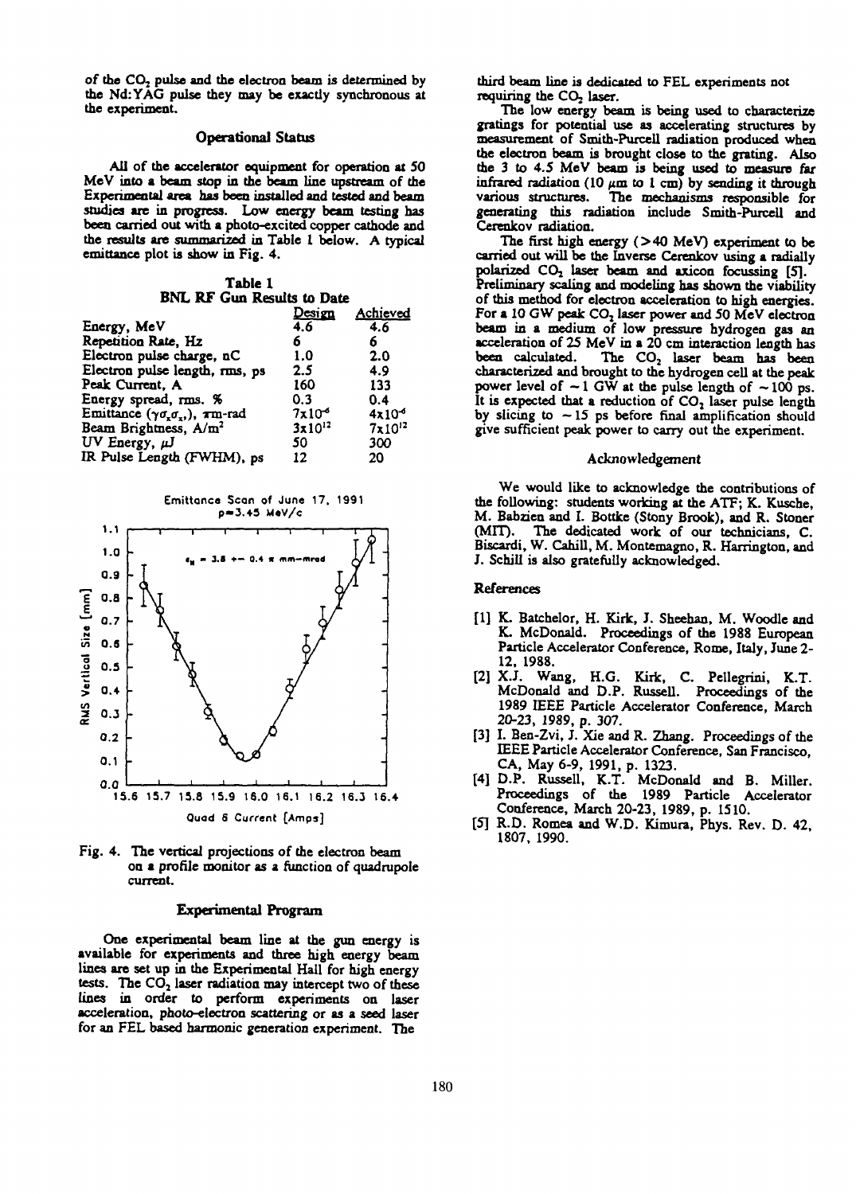of the $CO_2$ pulse and the electron beam is determined by the Nd:YAG pulse they may be exactly synchronous at the experiment.

## Operational Status

All of the accelerator equipment for operation at 50 MeV into a beam stop in the beam line upstream of the Experimental area has been installed and tested and beam studies are in progress. Low energy beam testing has been carried out with a photo-excited copper cathode and the results are summarized in Table 1 below. A typical emittance plot is show in Fig. 4.

**Table 1**
**BNL RF Gun Results to Date**

| | Design | Achieved |
|---|---|---|
| Energy, MeV | 4.6 | 4.6 |
| Repetition Rate, Hz | 6 | 6 |
| Electron pulse charge, nC | 1.0 | 2.0 |
| Electron pulse length, rms, ps | 2.5 | 4.9 |
| Peak Current, A | 160 | 133 |
| Energy spread, rms. % | 0.3 | 0.4 |
| Emittance ($\gamma\sigma_x\sigma_{x'}$), $\pi$m-rad | $7\times10^{-6}$ | $4\times10^{-6}$ |
| Beam Brightness, A/m$^2$ | $3\times10^{12}$ | $7\times10^{12}$ |
| UV Energy, $\mu$J | 50 | 300 |
| IR Pulse Length (FWHM), ps | 12 | 20 |

Emittance Scan of June 17, 1991
p=3.45 MeV/c

$\epsilon_N$ = 3.8 +- 0.4 π mm-mrad

RMS Vertical Size [mm]

Quad 6 Current [Amps]

Fig. 4. The vertical projections of the electron beam on a profile monitor as a function of quadrupole current.

## Experimental Program

One experimental beam line at the gun energy is available for experiments and three high energy beam lines are set up in the Experimental Hall for high energy tests. The $CO_2$ laser radiation may intercept two of these lines in order to perform experiments on laser acceleration, photo-electron scattering or as a seed laser for an FEL based harmonic generation experiment. The third beam line is dedicated to FEL experiments not requiring the $CO_2$ laser.

The low energy beam is being used to characterize gratings for potential use as accelerating structures by measurement of Smith-Purcell radiation produced when the electron beam is brought close to the grating. Also the 3 to 4.5 MeV beam is being used to measure far infrared radiation (10 $\mu$m to 1 cm) by sending it through various structures. The mechanisms responsible for generating this radiation include Smith-Purcell and Cerenkov radiation.

The first high energy (>40 MeV) experiment to be carried out will be the Inverse Cerenkov using a radially polarized $CO_2$ laser beam and axicon focussing [5]. Preliminary scaling and modeling has shown the viability of this method for electron acceleration to high energies. For a 10 GW peak $CO_2$ laser power and 50 MeV electron beam in a medium of low pressure hydrogen gas an acceleration of 25 MeV in a 20 cm interaction length has been calculated. The $CO_2$ laser beam has been characterized and brought to the hydrogen cell at the peak power level of ~1 GW at the pulse length of ~100 ps. It is expected that a reduction of $CO_2$ laser pulse length by slicing to ~15 ps before final amplification should give sufficient peak power to carry out the experiment.

## Acknowledgement

We would like to acknowledge the contributions of the following: students working at the ATF; K. Kusche, M. Babzien and I. Bottke (Stony Brook), and R. Stoner (MIT). The dedicated work of our technicians, C. Biscardi, W. Cahill, M. Montemagno, R. Harrington, and J. Schill is also gratefully acknowledged.

## References

[1] K. Batchelor, H. Kirk, J. Sheehan, M. Woodle and K. McDonald. Proceedings of the 1988 European Particle Accelerator Conference, Rome, Italy, June 2-12, 1988.

[2] X.J. Wang, H.G. Kirk, C. Pellegrini, K.T. McDonald and D.P. Russell. Proceedings of the 1989 IEEE Particle Accelerator Conference, March 20-23, 1989, p. 307.

[3] I. Ben-Zvi, J. Xie and R. Zhang. Proceedings of the IEEE Particle Accelerator Conference, San Francisco, CA, May 6-9, 1991, p. 1323.

[4] D.P. Russell, K.T. McDonald and B. Miller. Proceedings of the 1989 Particle Accelerator Conference, March 20-23, 1989, p. 1510.

[5] R.D. Romea and W.D. Kimura, Phys. Rev. D. 42, 1807, 1990.